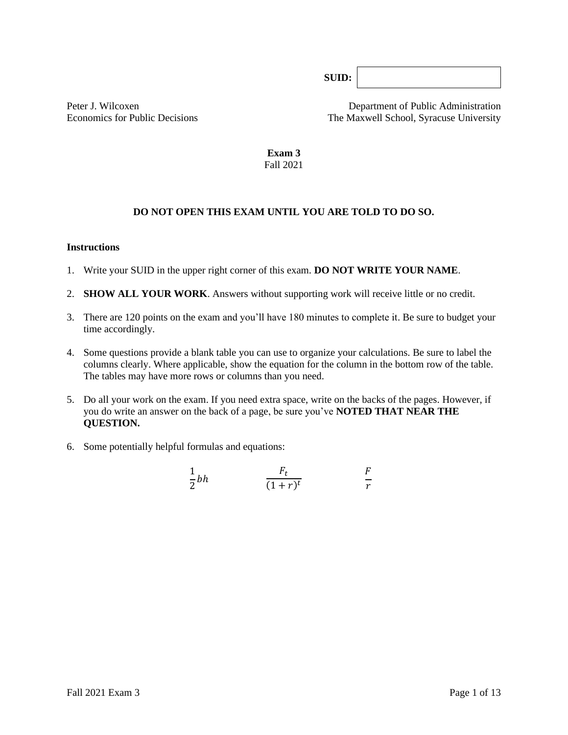**SUID:** 

Peter J. Wilcoxen
Economics for Public Decisions

Department of Public Administration
The Maxwell School, Syracuse University

# Exam 3
Fall 2021

**DO NOT OPEN THIS EXAM UNTIL YOU ARE TOLD TO DO SO.**

### Instructions

1. Write your SUID in the upper right corner of this exam. **DO NOT WRITE YOUR NAME**.

2. **SHOW ALL YOUR WORK**. Answers without supporting work will receive little or no credit.

3. There are 120 points on the exam and you'll have 180 minutes to complete it. Be sure to budget your time accordingly.

4. Some questions provide a blank table you can use to organize your calculations. Be sure to label the columns clearly. Where applicable, show the equation for the column in the bottom row of the table. The tables may have more rows or columns than you need.

5. Do all your work on the exam. If you need extra space, write on the backs of the pages. However, if you do write an answer on the back of a page, be sure you've **NOTED THAT NEAR THE QUESTION.**

6. Some potentially helpful formulas and equations:

$$\frac{1}{2}bh \qquad\qquad \frac{F_t}{(1+r)^t} \qquad\qquad \frac{F}{r}$$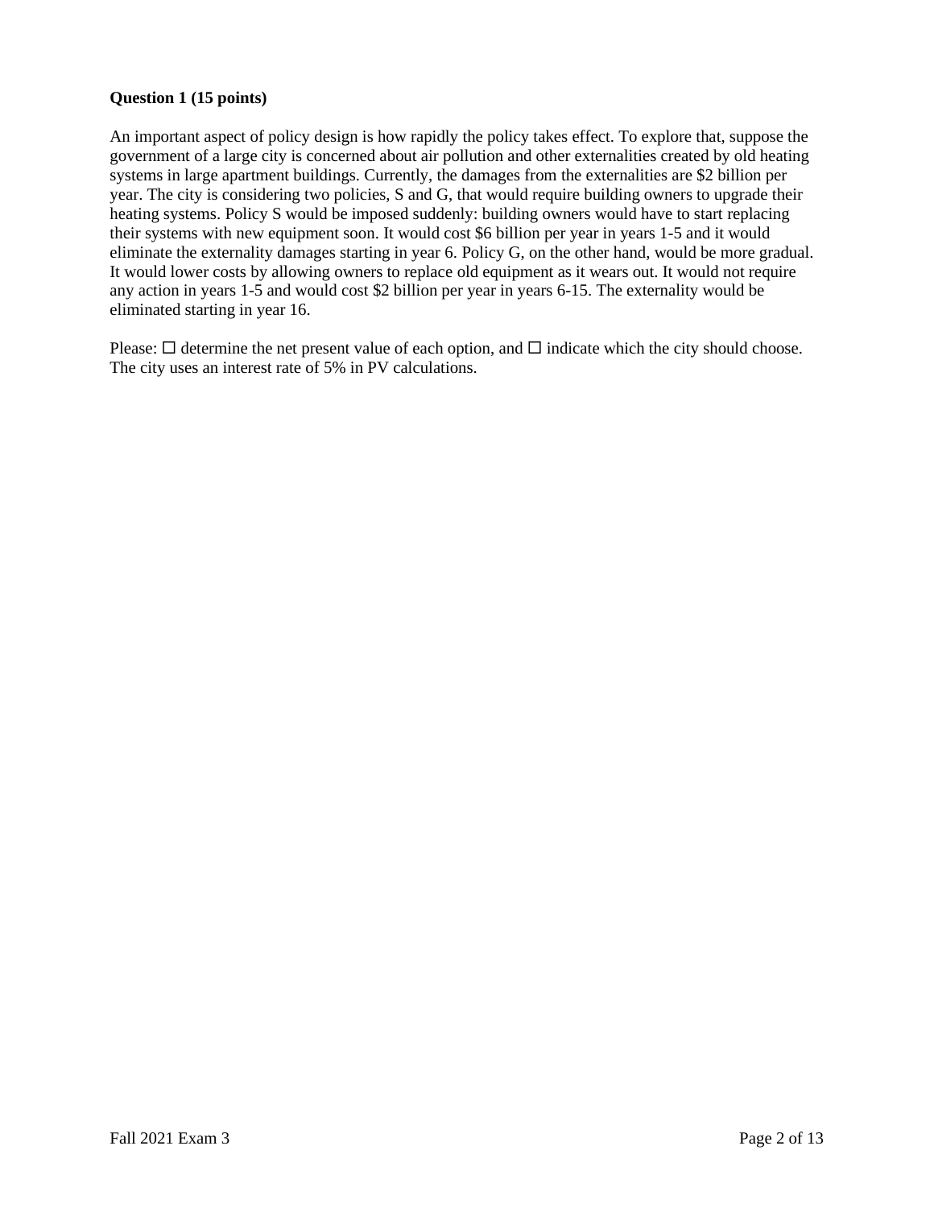**Question 1 (15 points)**

An important aspect of policy design is how rapidly the policy takes effect. To explore that, suppose the government of a large city is concerned about air pollution and other externalities created by old heating systems in large apartment buildings. Currently, the damages from the externalities are $2 billion per year. The city is considering two policies, S and G, that would require building owners to upgrade their heating systems. Policy S would be imposed suddenly: building owners would have to start replacing their systems with new equipment soon. It would cost $6 billion per year in years 1-5 and it would eliminate the externality damages starting in year 6. Policy G, on the other hand, would be more gradual. It would lower costs by allowing owners to replace old equipment as it wears out. It would not require any action in years 1-5 and would cost $2 billion per year in years 6-15. The externality would be eliminated starting in year 16.

Please: ☐ determine the net present value of each option, and ☐ indicate which the city should choose. The city uses an interest rate of 5% in PV calculations.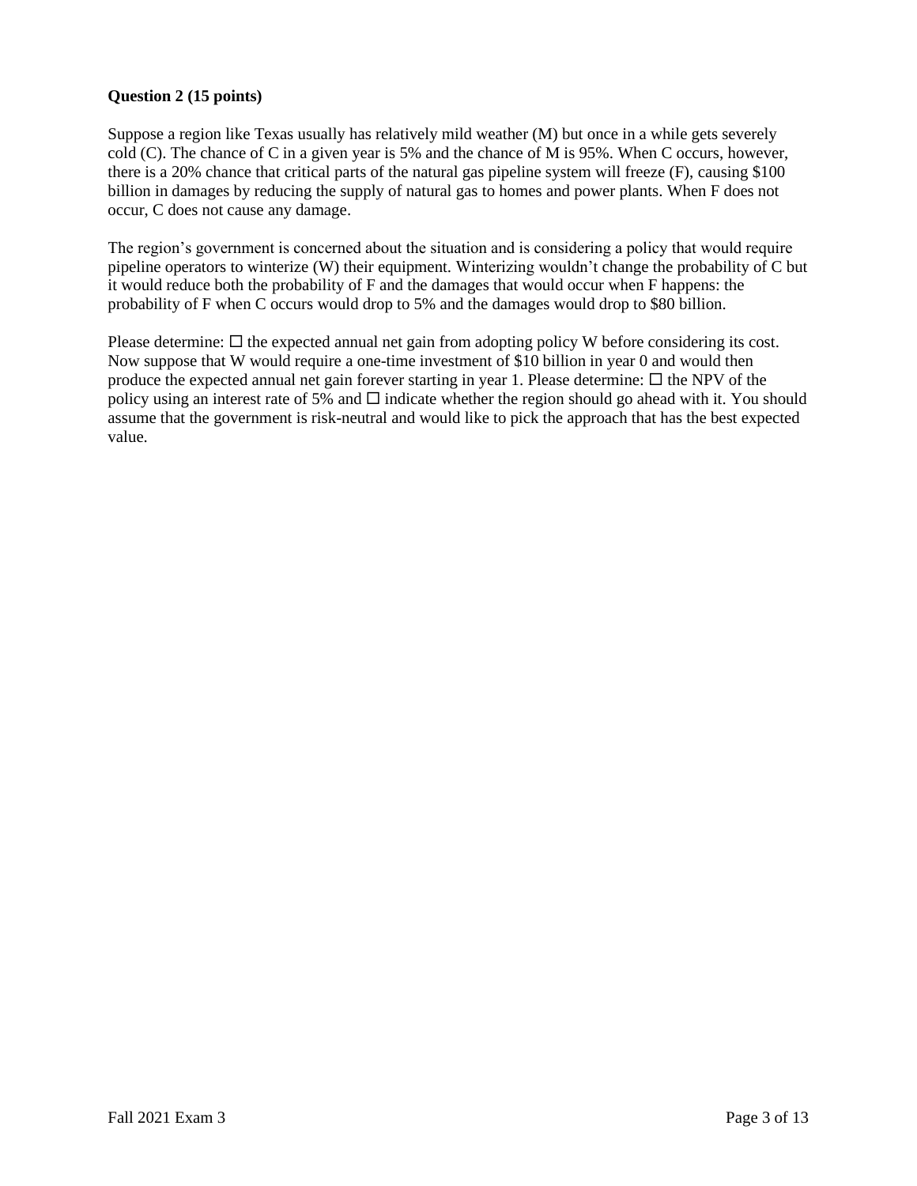**Question 2 (15 points)**

Suppose a region like Texas usually has relatively mild weather (M) but once in a while gets severely cold (C). The chance of C in a given year is 5% and the chance of M is 95%. When C occurs, however, there is a 20% chance that critical parts of the natural gas pipeline system will freeze (F), causing $100 billion in damages by reducing the supply of natural gas to homes and power plants. When F does not occur, C does not cause any damage.

The region's government is concerned about the situation and is considering a policy that would require pipeline operators to winterize (W) their equipment. Winterizing wouldn't change the probability of C but it would reduce both the probability of F and the damages that would occur when F happens: the probability of F when C occurs would drop to 5% and the damages would drop to $80 billion.

Please determine: ☐ the expected annual net gain from adopting policy W before considering its cost. Now suppose that W would require a one-time investment of $10 billion in year 0 and would then produce the expected annual net gain forever starting in year 1. Please determine: ☐ the NPV of the policy using an interest rate of 5% and ☐ indicate whether the region should go ahead with it. You should assume that the government is risk-neutral and would like to pick the approach that has the best expected value.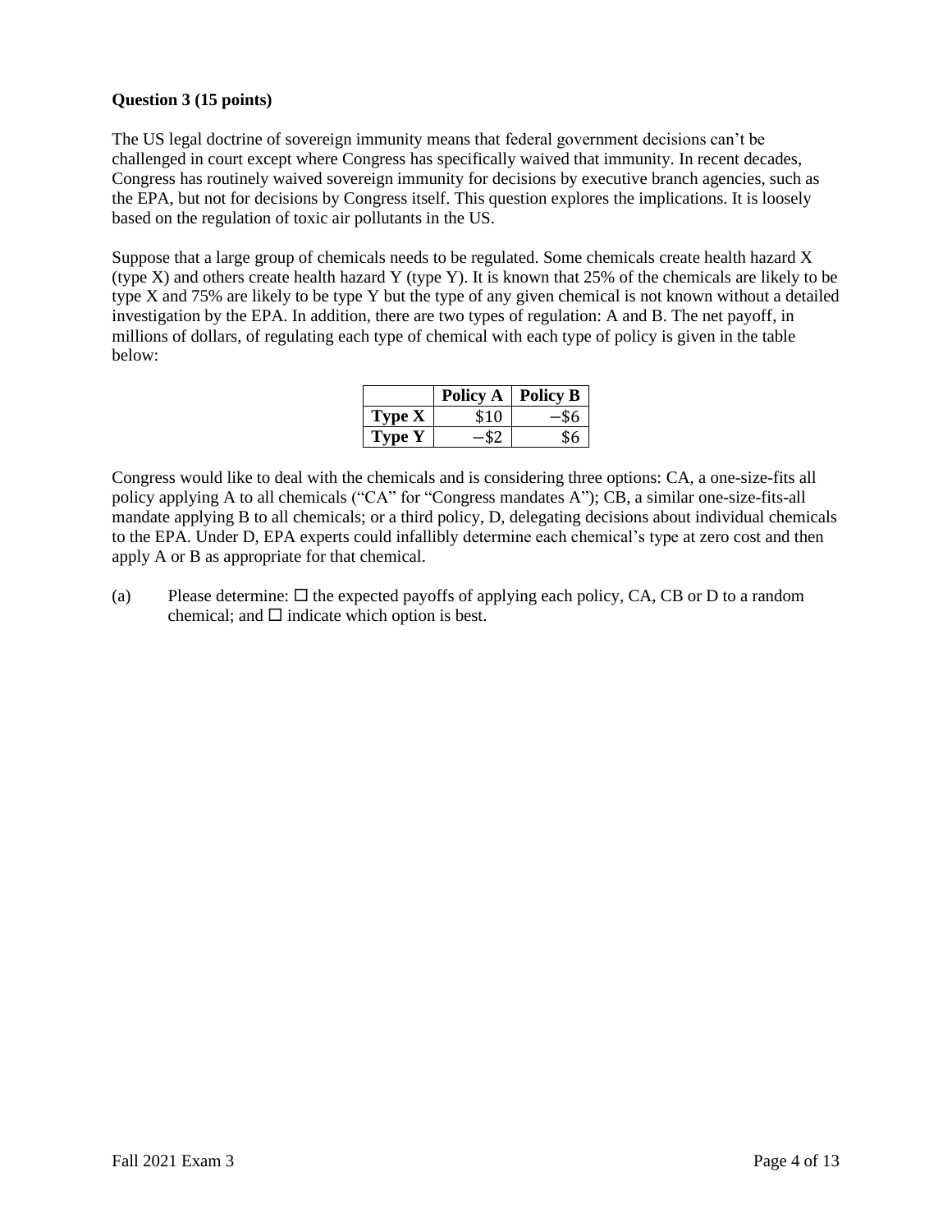**Question 3 (15 points)**

The US legal doctrine of sovereign immunity means that federal government decisions can't be challenged in court except where Congress has specifically waived that immunity. In recent decades, Congress has routinely waived sovereign immunity for decisions by executive branch agencies, such as the EPA, but not for decisions by Congress itself. This question explores the implications. It is loosely based on the regulation of toxic air pollutants in the US.

Suppose that a large group of chemicals needs to be regulated. Some chemicals create health hazard X (type X) and others create health hazard Y (type Y). It is known that 25% of the chemicals are likely to be type X and 75% are likely to be type Y but the type of any given chemical is not known without a detailed investigation by the EPA. In addition, there are two types of regulation: A and B. The net payoff, in millions of dollars, of regulating each type of chemical with each type of policy is given in the table below:

| | **Policy A** | **Policy B** |
|---|---|---|
| **Type X** | $10 | −$6 |
| **Type Y** | −$2 | $6 |

Congress would like to deal with the chemicals and is considering three options: CA, a one-size-fits all policy applying A to all chemicals ("CA" for "Congress mandates A"); CB, a similar one-size-fits-all mandate applying B to all chemicals; or a third policy, D, delegating decisions about individual chemicals to the EPA. Under D, EPA experts could infallibly determine each chemical's type at zero cost and then apply A or B as appropriate for that chemical.

(a) Please determine: ☐ the expected payoffs of applying each policy, CA, CB or D to a random chemical; and ☐ indicate which option is best.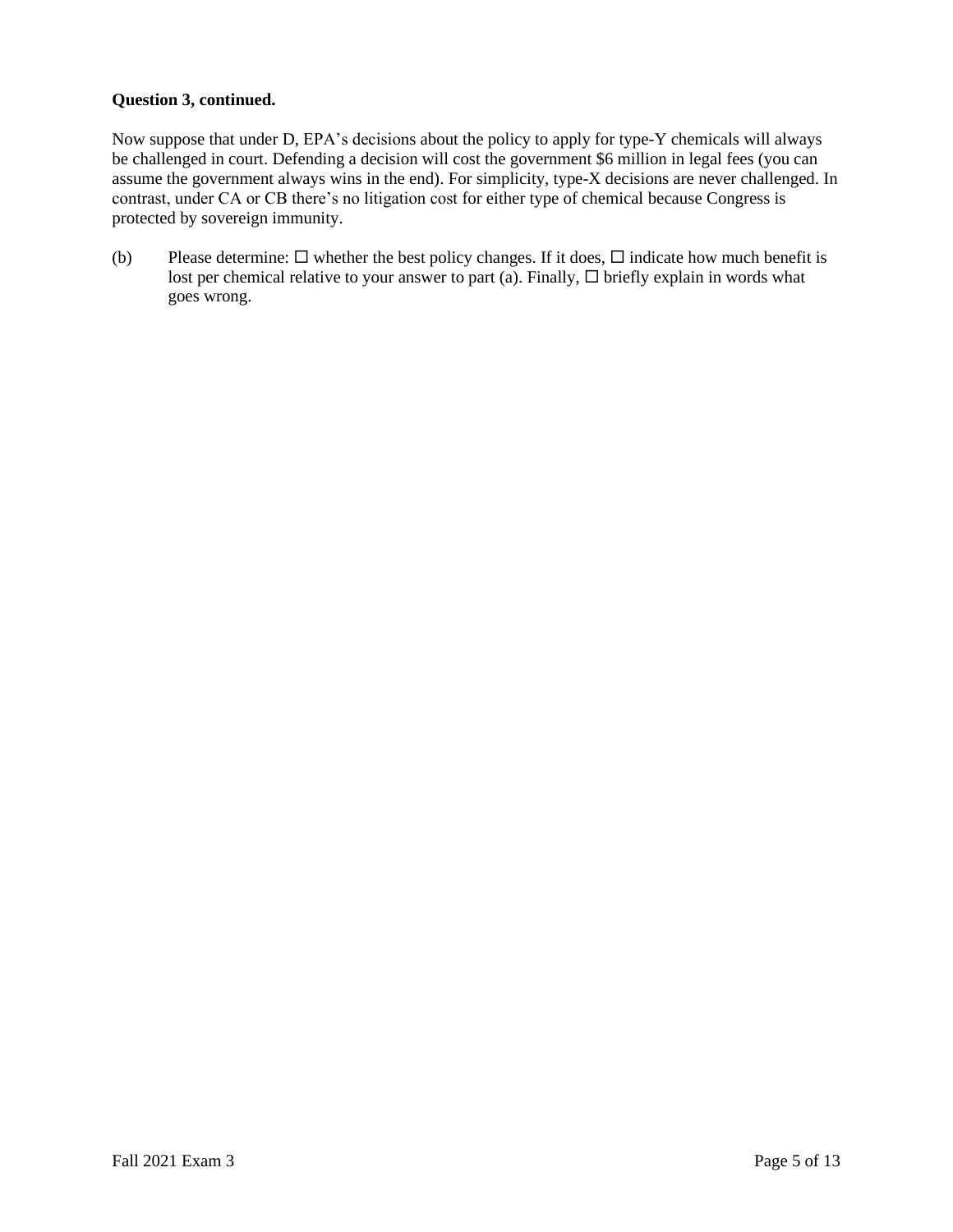**Question 3, continued.**

Now suppose that under D, EPA's decisions about the policy to apply for type-Y chemicals will always be challenged in court. Defending a decision will cost the government $6 million in legal fees (you can assume the government always wins in the end). For simplicity, type-X decisions are never challenged. In contrast, under CA or CB there's no litigation cost for either type of chemical because Congress is protected by sovereign immunity.

(b) Please determine: ☐ whether the best policy changes. If it does, ☐ indicate how much benefit is lost per chemical relative to your answer to part (a). Finally, ☐ briefly explain in words what goes wrong.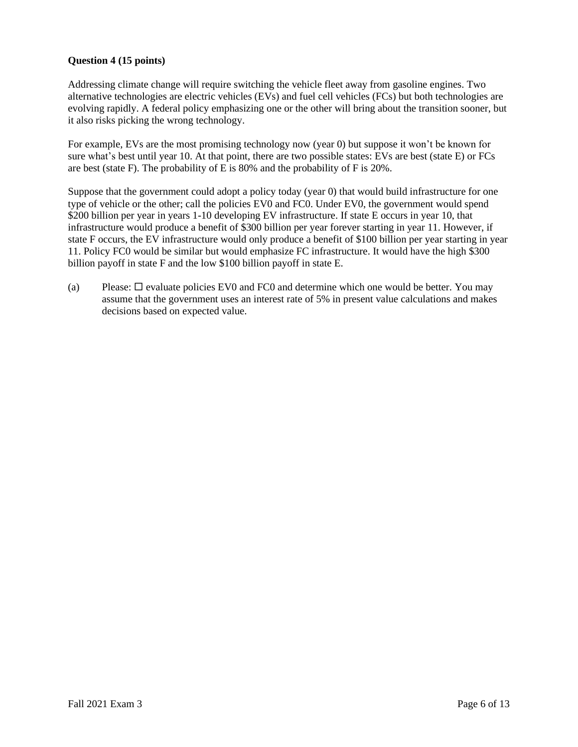**Question 4 (15 points)**

Addressing climate change will require switching the vehicle fleet away from gasoline engines. Two alternative technologies are electric vehicles (EVs) and fuel cell vehicles (FCs) but both technologies are evolving rapidly. A federal policy emphasizing one or the other will bring about the transition sooner, but it also risks picking the wrong technology.

For example, EVs are the most promising technology now (year 0) but suppose it won't be known for sure what's best until year 10. At that point, there are two possible states: EVs are best (state E) or FCs are best (state F). The probability of E is 80% and the probability of F is 20%.

Suppose that the government could adopt a policy today (year 0) that would build infrastructure for one type of vehicle or the other; call the policies EV0 and FC0. Under EV0, the government would spend $200 billion per year in years 1-10 developing EV infrastructure. If state E occurs in year 10, that infrastructure would produce a benefit of $300 billion per year forever starting in year 11. However, if state F occurs, the EV infrastructure would only produce a benefit of $100 billion per year starting in year 11. Policy FC0 would be similar but would emphasize FC infrastructure. It would have the high $300 billion payoff in state F and the low $100 billion payoff in state E.

(a) Please: ☐ evaluate policies EV0 and FC0 and determine which one would be better. You may assume that the government uses an interest rate of 5% in present value calculations and makes decisions based on expected value.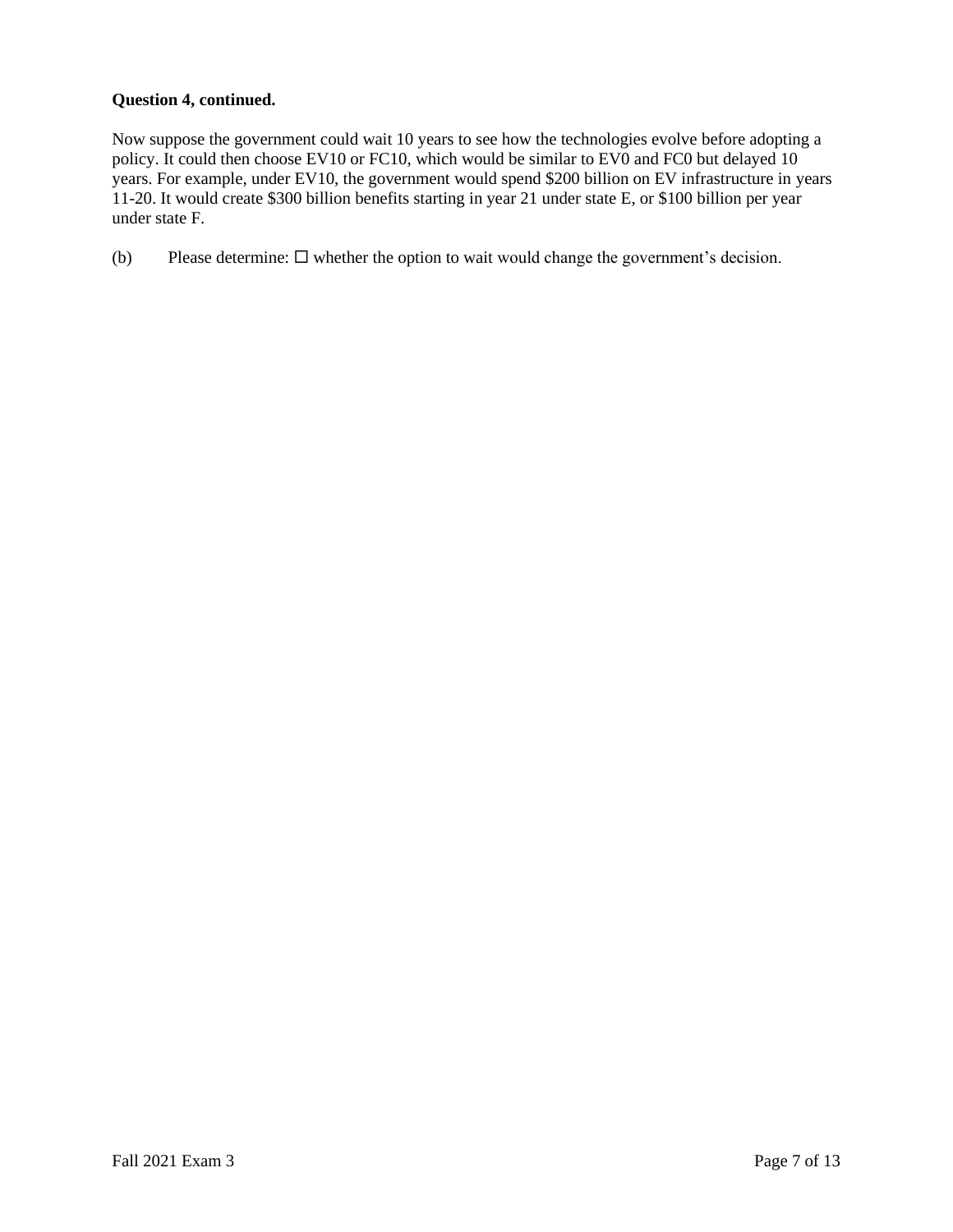**Question 4, continued.**

Now suppose the government could wait 10 years to see how the technologies evolve before adopting a policy. It could then choose EV10 or FC10, which would be similar to EV0 and FC0 but delayed 10 years. For example, under EV10, the government would spend $200 billion on EV infrastructure in years 11-20. It would create $300 billion benefits starting in year 21 under state E, or $100 billion per year under state F.

(b) Please determine: ☐ whether the option to wait would change the government's decision.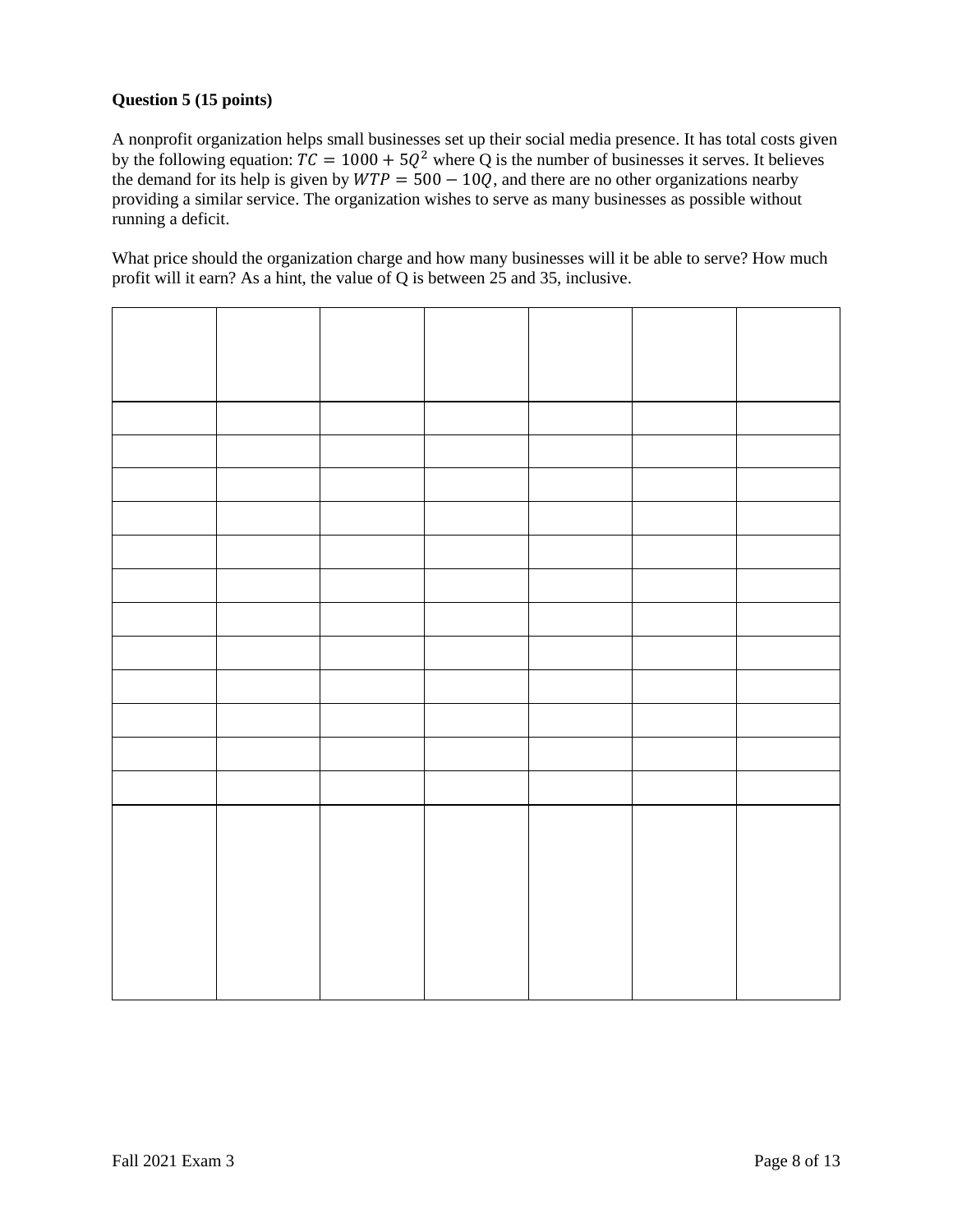**Question 5 (15 points)**

A nonprofit organization helps small businesses set up their social media presence. It has total costs given by the following equation: $TC = 1000 + 5Q^2$ where Q is the number of businesses it serves. It believes the demand for its help is given by $WTP = 500 - 10Q$, and there are no other organizations nearby providing a similar service. The organization wishes to serve as many businesses as possible without running a deficit.

What price should the organization charge and how many businesses will it be able to serve? How much profit will it earn? As a hint, the value of Q is between 25 and 35, inclusive.

| | | | | | | |
|---|---|---|---|---|---|---|
| | | | | | | |
| | | | | | | |
| | | | | | | |
| | | | | | | |
| | | | | | | |
| | | | | | | |
| | | | | | | |
| | | | | | | |
| | | | | | | |
| | | | | | | |
| | | | | | | |
| | | | | | | |
| | | | | | | |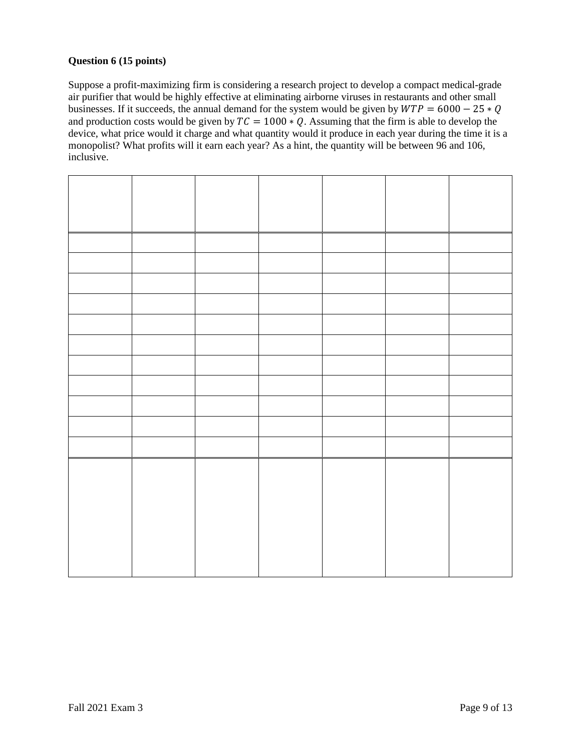**Question 6 (15 points)**

Suppose a profit-maximizing firm is considering a research project to develop a compact medical-grade air purifier that would be highly effective at eliminating airborne viruses in restaurants and other small businesses. If it succeeds, the annual demand for the system would be given by $WTP = 6000 - 25 * Q$ and production costs would be given by $TC = 1000 * Q$. Assuming that the firm is able to develop the device, what price would it charge and what quantity would it produce in each year during the time it is a monopolist? What profits will it earn each year? As a hint, the quantity will be between 96 and 106, inclusive.

| | | | | | | |
|---|---|---|---|---|---|---|
| | | | | | | |
| | | | | | | |
| | | | | | | |
| | | | | | | |
| | | | | | | |
| | | | | | | |
| | | | | | | |
| | | | | | | |
| | | | | | | |
| | | | | | | |
| | | | | | | |
| | | | | | | |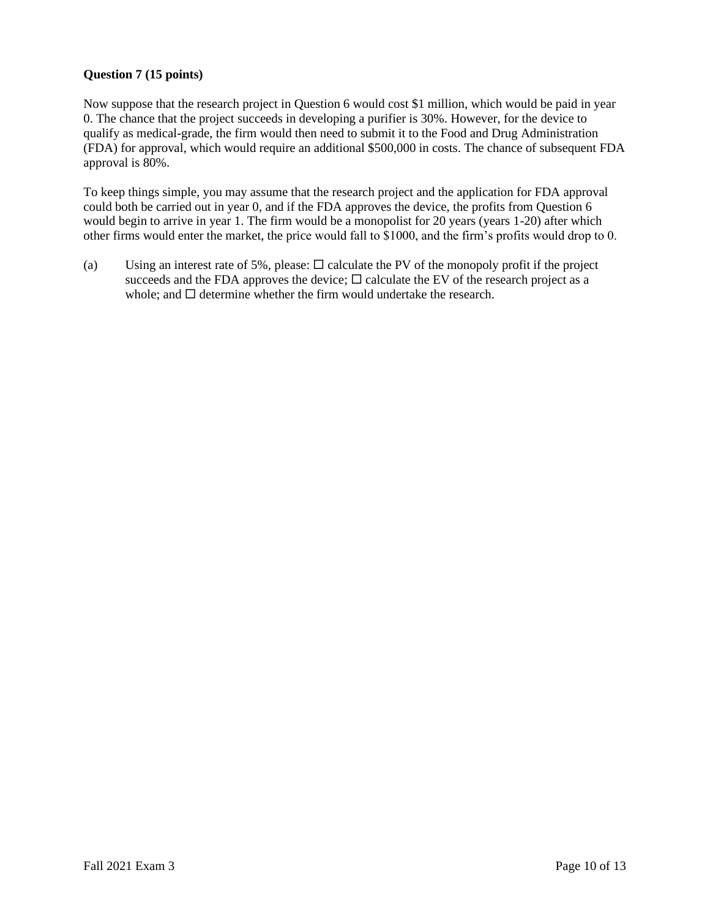**Question 7 (15 points)**

Now suppose that the research project in Question 6 would cost $1 million, which would be paid in year 0. The chance that the project succeeds in developing a purifier is 30%. However, for the device to qualify as medical-grade, the firm would then need to submit it to the Food and Drug Administration (FDA) for approval, which would require an additional $500,000 in costs. The chance of subsequent FDA approval is 80%.

To keep things simple, you may assume that the research project and the application for FDA approval could both be carried out in year 0, and if the FDA approves the device, the profits from Question 6 would begin to arrive in year 1. The firm would be a monopolist for 20 years (years 1-20) after which other firms would enter the market, the price would fall to $1000, and the firm's profits would drop to 0.

(a) Using an interest rate of 5%, please: ☐ calculate the PV of the monopoly profit if the project succeeds and the FDA approves the device; ☐ calculate the EV of the research project as a whole; and ☐ determine whether the firm would undertake the research.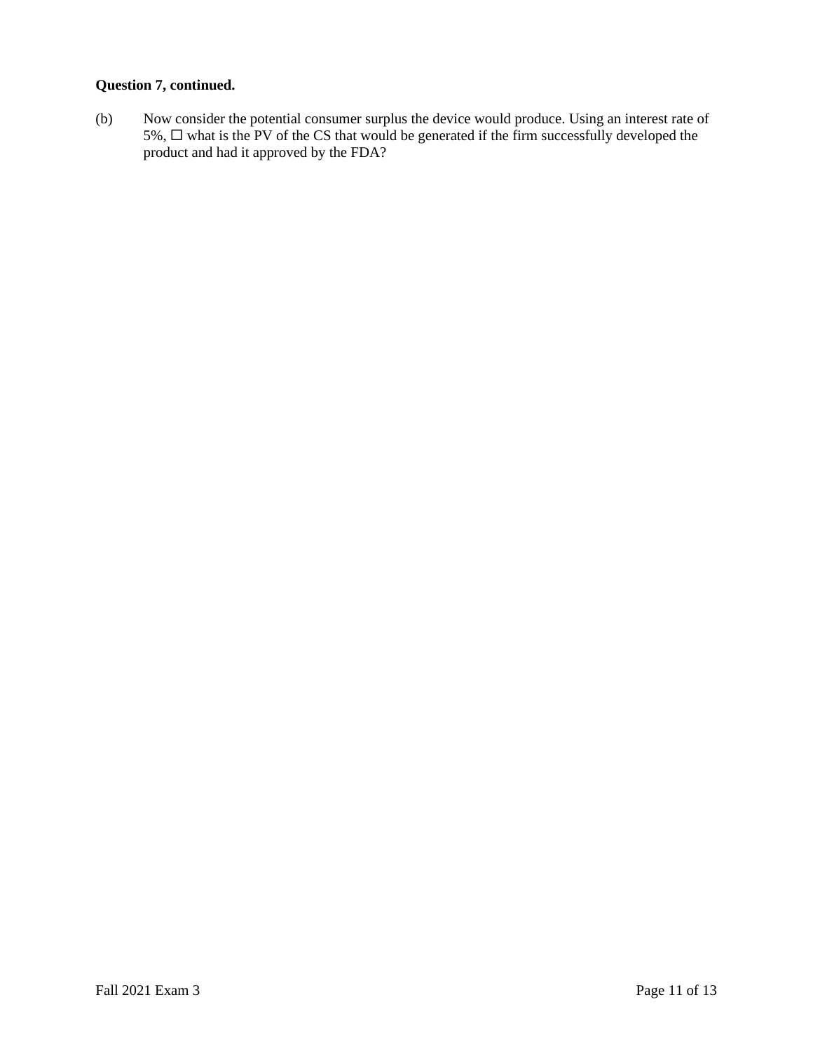**Question 7, continued.**

(b) Now consider the potential consumer surplus the device would produce. Using an interest rate of 5%, ☐ what is the PV of the CS that would be generated if the firm successfully developed the product and had it approved by the FDA?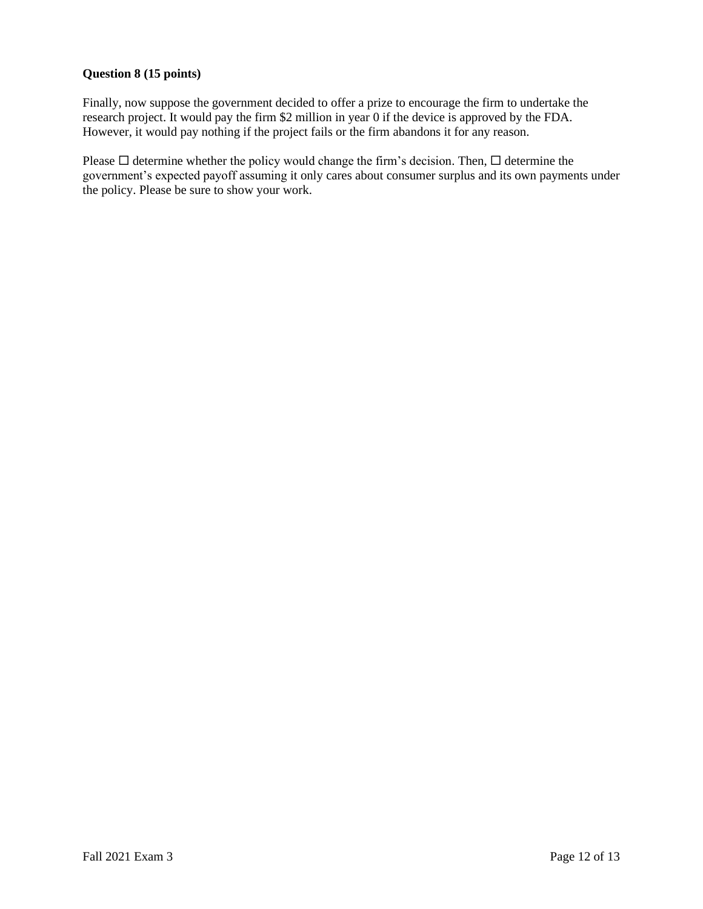**Question 8 (15 points)**

Finally, now suppose the government decided to offer a prize to encourage the firm to undertake the research project. It would pay the firm $2 million in year 0 if the device is approved by the FDA. However, it would pay nothing if the project fails or the firm abandons it for any reason.

Please ☐ determine whether the policy would change the firm's decision. Then, ☐ determine the government's expected payoff assuming it only cares about consumer surplus and its own payments under the policy. Please be sure to show your work.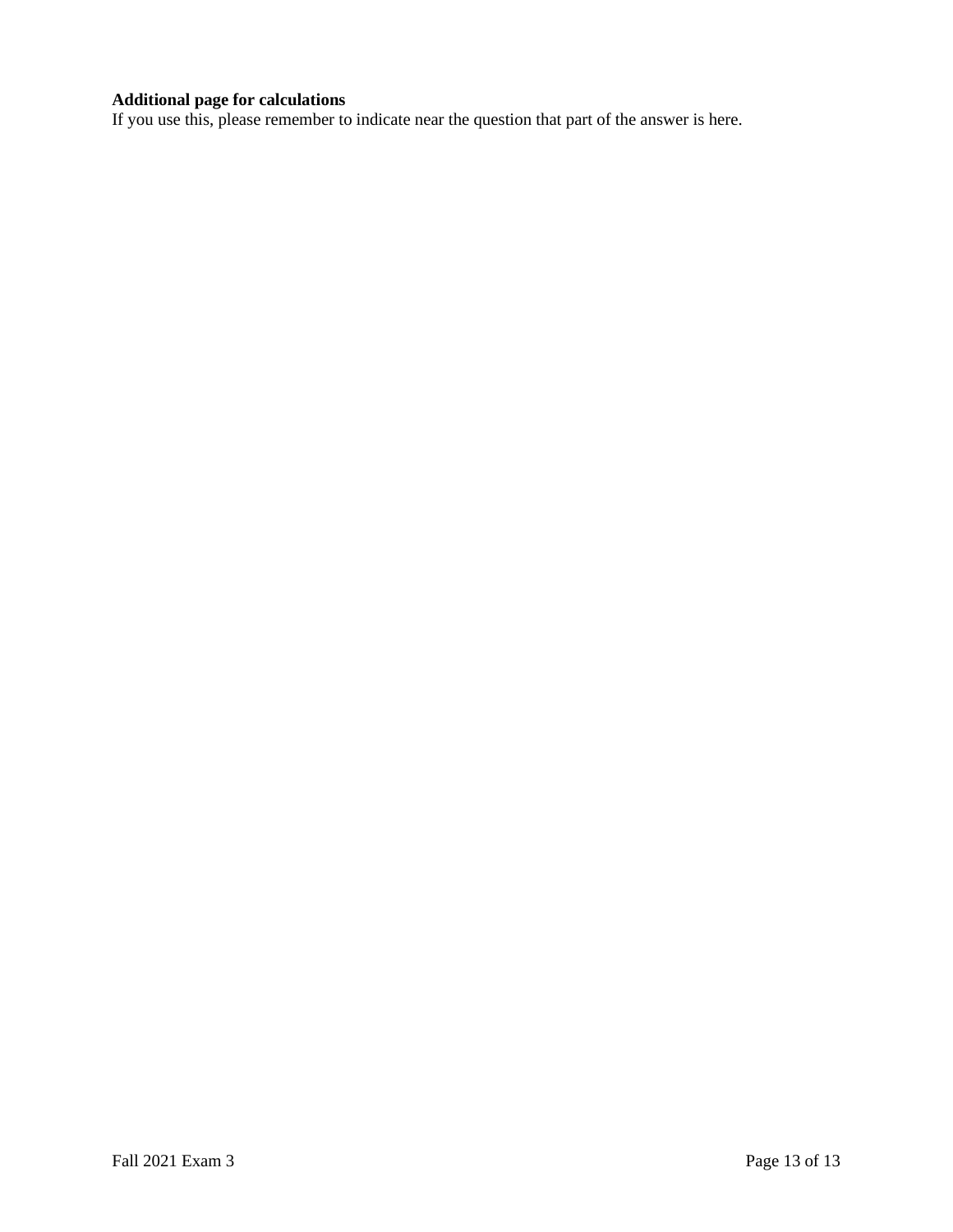**Additional page for calculations**

If you use this, please remember to indicate near the question that part of the answer is here.